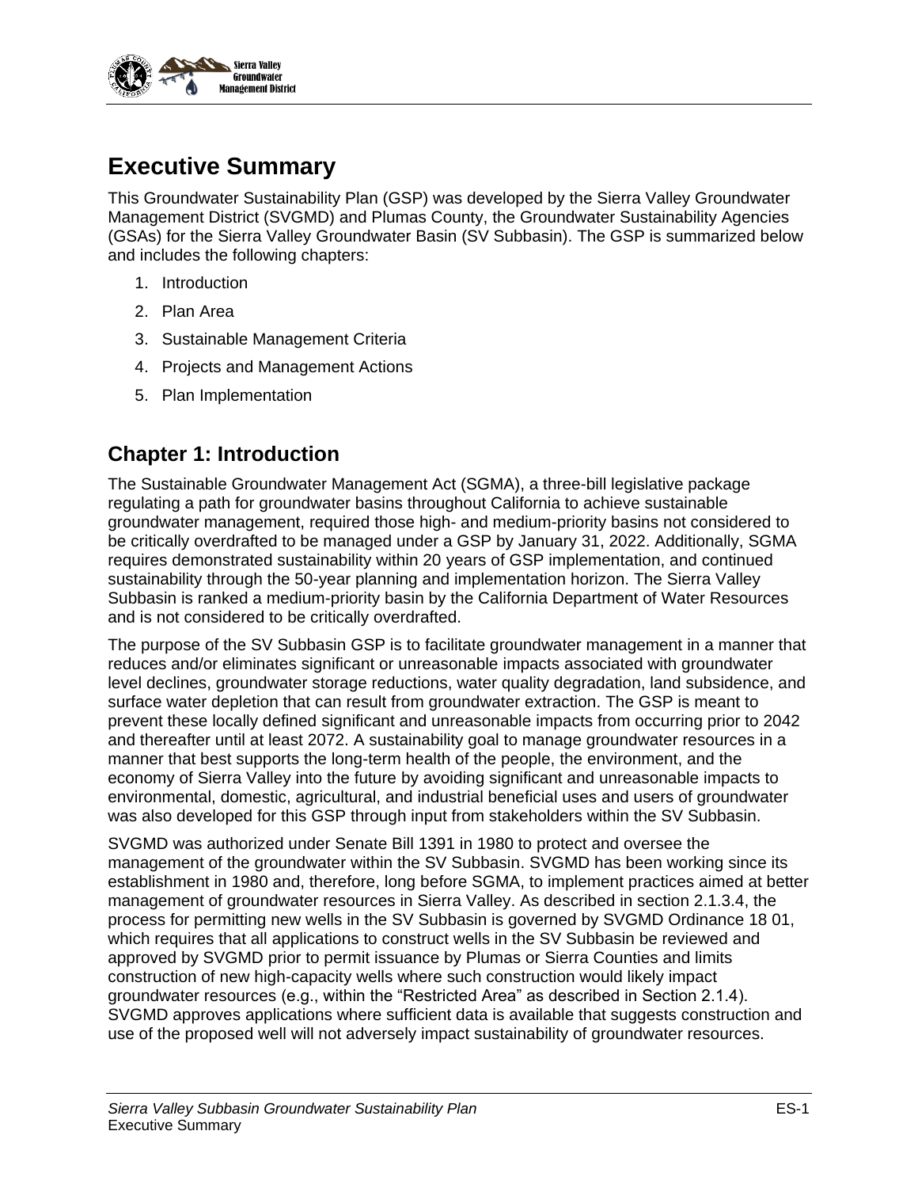# Executive Summary

This Groundwater Sustainability Plan (GSP) was developed by the Sierra Valley Groundwater Management District (SVGMD) and Plumas County, the Groundwater Sustainability Agencies (GSAs) for the Sierra Valley Groundwater Basin (SV Subbasin). The GSP is summarized below and includes the following chapters:

1. Introduction
2. Plan Area
3. Sustainable Management Criteria
4. Projects and Management Actions
5. Plan Implementation

## Chapter 1: Introduction

The Sustainable Groundwater Management Act (SGMA), a three-bill legislative package regulating a path for groundwater basins throughout California to achieve sustainable groundwater management, required those high- and medium-priority basins not considered to be critically overdrafted to be managed under a GSP by January 31, 2022. Additionally, SGMA requires demonstrated sustainability within 20 years of GSP implementation, and continued sustainability through the 50-year planning and implementation horizon. The Sierra Valley Subbasin is ranked a medium-priority basin by the California Department of Water Resources and is not considered to be critically overdrafted.

The purpose of the SV Subbasin GSP is to facilitate groundwater management in a manner that reduces and/or eliminates significant or unreasonable impacts associated with groundwater level declines, groundwater storage reductions, water quality degradation, land subsidence, and surface water depletion that can result from groundwater extraction. The GSP is meant to prevent these locally defined significant and unreasonable impacts from occurring prior to 2042 and thereafter until at least 2072. A sustainability goal to manage groundwater resources in a manner that best supports the long-term health of the people, the environment, and the economy of Sierra Valley into the future by avoiding significant and unreasonable impacts to environmental, domestic, agricultural, and industrial beneficial uses and users of groundwater was also developed for this GSP through input from stakeholders within the SV Subbasin.

SVGMD was authorized under Senate Bill 1391 in 1980 to protect and oversee the management of the groundwater within the SV Subbasin. SVGMD has been working since its establishment in 1980 and, therefore, long before SGMA, to implement practices aimed at better management of groundwater resources in Sierra Valley. As described in section 2.1.3.4, the process for permitting new wells in the SV Subbasin is governed by SVGMD Ordinance 18 01, which requires that all applications to construct wells in the SV Subbasin be reviewed and approved by SVGMD prior to permit issuance by Plumas or Sierra Counties and limits construction of new high-capacity wells where such construction would likely impact groundwater resources (e.g., within the "Restricted Area" as described in Section 2.1.4). SVGMD approves applications where sufficient data is available that suggests construction and use of the proposed well will not adversely impact sustainability of groundwater resources.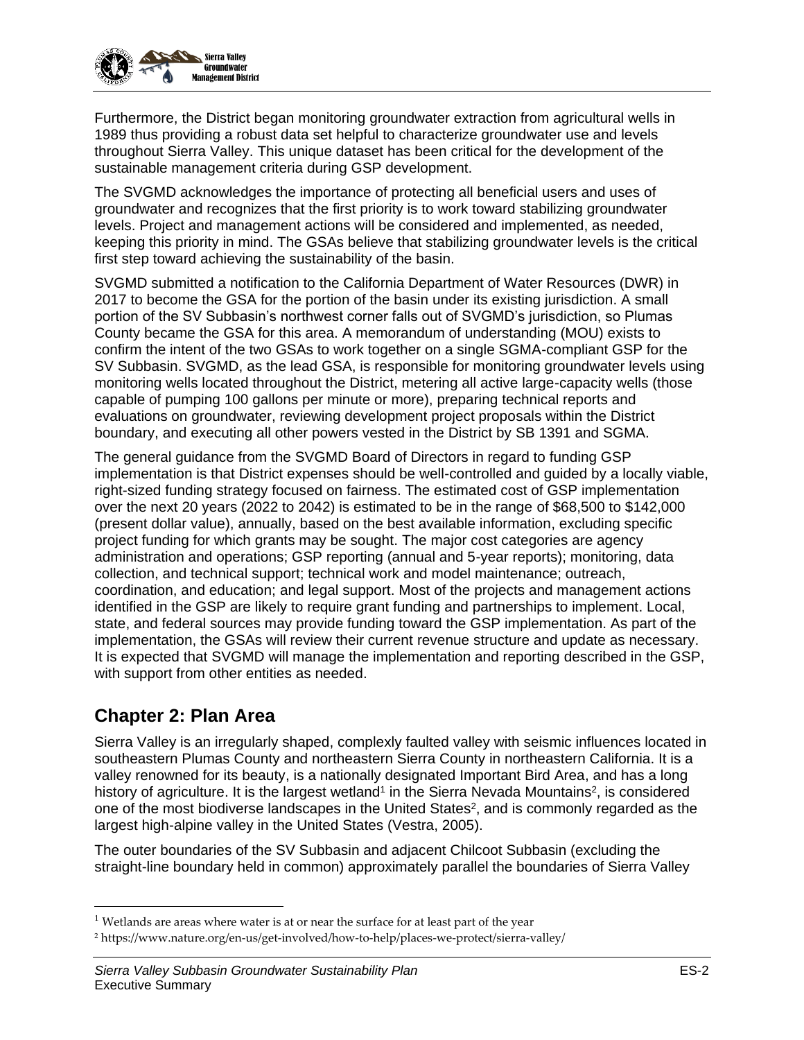Furthermore, the District began monitoring groundwater extraction from agricultural wells in 1989 thus providing a robust data set helpful to characterize groundwater use and levels throughout Sierra Valley. This unique dataset has been critical for the development of the sustainable management criteria during GSP development.

The SVGMD acknowledges the importance of protecting all beneficial users and uses of groundwater and recognizes that the first priority is to work toward stabilizing groundwater levels. Project and management actions will be considered and implemented, as needed, keeping this priority in mind. The GSAs believe that stabilizing groundwater levels is the critical first step toward achieving the sustainability of the basin.

SVGMD submitted a notification to the California Department of Water Resources (DWR) in 2017 to become the GSA for the portion of the basin under its existing jurisdiction. A small portion of the SV Subbasin's northwest corner falls out of SVGMD's jurisdiction, so Plumas County became the GSA for this area. A memorandum of understanding (MOU) exists to confirm the intent of the two GSAs to work together on a single SGMA-compliant GSP for the SV Subbasin. SVGMD, as the lead GSA, is responsible for monitoring groundwater levels using monitoring wells located throughout the District, metering all active large-capacity wells (those capable of pumping 100 gallons per minute or more), preparing technical reports and evaluations on groundwater, reviewing development project proposals within the District boundary, and executing all other powers vested in the District by SB 1391 and SGMA.

The general guidance from the SVGMD Board of Directors in regard to funding GSP implementation is that District expenses should be well-controlled and guided by a locally viable, right-sized funding strategy focused on fairness. The estimated cost of GSP implementation over the next 20 years (2022 to 2042) is estimated to be in the range of $68,500 to $142,000 (present dollar value), annually, based on the best available information, excluding specific project funding for which grants may be sought. The major cost categories are agency administration and operations; GSP reporting (annual and 5-year reports); monitoring, data collection, and technical support; technical work and model maintenance; outreach, coordination, and education; and legal support. Most of the projects and management actions identified in the GSP are likely to require grant funding and partnerships to implement. Local, state, and federal sources may provide funding toward the GSP implementation. As part of the implementation, the GSAs will review their current revenue structure and update as necessary. It is expected that SVGMD will manage the implementation and reporting described in the GSP, with support from other entities as needed.

## Chapter 2: Plan Area

Sierra Valley is an irregularly shaped, complexly faulted valley with seismic influences located in southeastern Plumas County and northeastern Sierra County in northeastern California. It is a valley renowned for its beauty, is a nationally designated Important Bird Area, and has a long history of agriculture. It is the largest wetland[1] in the Sierra Nevada Mountains[2], is considered one of the most biodiverse landscapes in the United States[2], and is commonly regarded as the largest high-alpine valley in the United States (Vestra, 2005).

The outer boundaries of the SV Subbasin and adjacent Chilcoot Subbasin (excluding the straight-line boundary held in common) approximately parallel the boundaries of Sierra Valley

[1] Wetlands are areas where water is at or near the surface for at least part of the year

[2] https://www.nature.org/en-us/get-involved/how-to-help/places-we-protect/sierra-valley/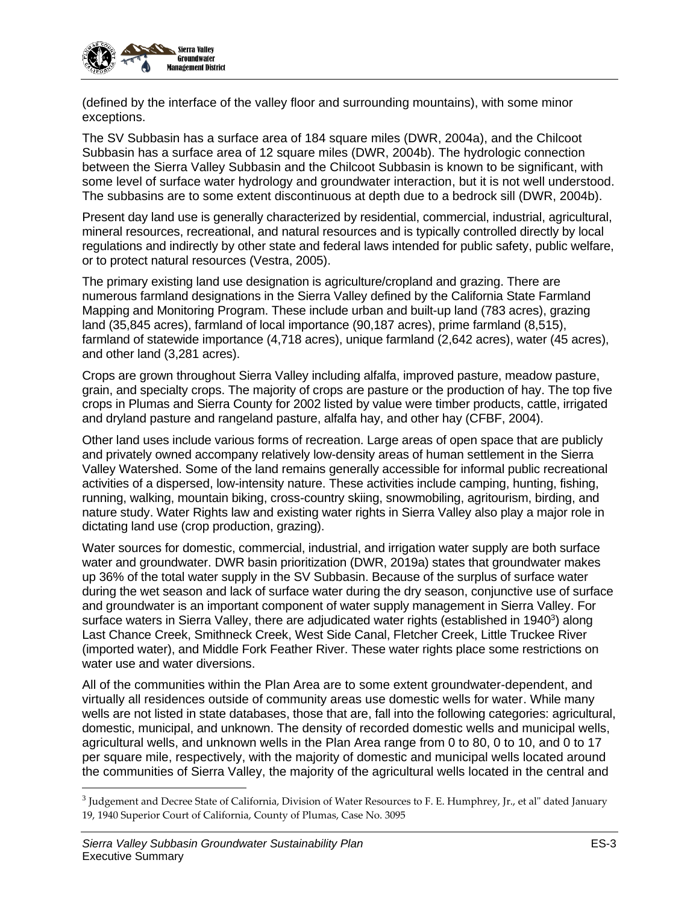(defined by the interface of the valley floor and surrounding mountains), with some minor exceptions.

The SV Subbasin has a surface area of 184 square miles (DWR, 2004a), and the Chilcoot Subbasin has a surface area of 12 square miles (DWR, 2004b). The hydrologic connection between the Sierra Valley Subbasin and the Chilcoot Subbasin is known to be significant, with some level of surface water hydrology and groundwater interaction, but it is not well understood. The subbasins are to some extent discontinuous at depth due to a bedrock sill (DWR, 2004b).

Present day land use is generally characterized by residential, commercial, industrial, agricultural, mineral resources, recreational, and natural resources and is typically controlled directly by local regulations and indirectly by other state and federal laws intended for public safety, public welfare, or to protect natural resources (Vestra, 2005).

The primary existing land use designation is agriculture/cropland and grazing. There are numerous farmland designations in the Sierra Valley defined by the California State Farmland Mapping and Monitoring Program. These include urban and built-up land (783 acres), grazing land (35,845 acres), farmland of local importance (90,187 acres), prime farmland (8,515), farmland of statewide importance (4,718 acres), unique farmland (2,642 acres), water (45 acres), and other land (3,281 acres).

Crops are grown throughout Sierra Valley including alfalfa, improved pasture, meadow pasture, grain, and specialty crops. The majority of crops are pasture or the production of hay. The top five crops in Plumas and Sierra County for 2002 listed by value were timber products, cattle, irrigated and dryland pasture and rangeland pasture, alfalfa hay, and other hay (CFBF, 2004).

Other land uses include various forms of recreation. Large areas of open space that are publicly and privately owned accompany relatively low-density areas of human settlement in the Sierra Valley Watershed. Some of the land remains generally accessible for informal public recreational activities of a dispersed, low-intensity nature. These activities include camping, hunting, fishing, running, walking, mountain biking, cross-country skiing, snowmobiling, agritourism, birding, and nature study. Water Rights law and existing water rights in Sierra Valley also play a major role in dictating land use (crop production, grazing).

Water sources for domestic, commercial, industrial, and irrigation water supply are both surface water and groundwater. DWR basin prioritization (DWR, 2019a) states that groundwater makes up 36% of the total water supply in the SV Subbasin. Because of the surplus of surface water during the wet season and lack of surface water during the dry season, conjunctive use of surface and groundwater is an important component of water supply management in Sierra Valley. For surface waters in Sierra Valley, there are adjudicated water rights (established in 1940[3]) along Last Chance Creek, Smithneck Creek, West Side Canal, Fletcher Creek, Little Truckee River (imported water), and Middle Fork Feather River. These water rights place some restrictions on water use and water diversions.

All of the communities within the Plan Area are to some extent groundwater-dependent, and virtually all residences outside of community areas use domestic wells for water. While many wells are not listed in state databases, those that are, fall into the following categories: agricultural, domestic, municipal, and unknown. The density of recorded domestic wells and municipal wells, agricultural wells, and unknown wells in the Plan Area range from 0 to 80, 0 to 10, and 0 to 17 per square mile, respectively, with the majority of domestic and municipal wells located around the communities of Sierra Valley, the majority of the agricultural wells located in the central and

[3] Judgement and Decree State of California, Division of Water Resources to F. E. Humphrey, Jr., et al" dated January 19, 1940 Superior Court of California, County of Plumas, Case No. 3095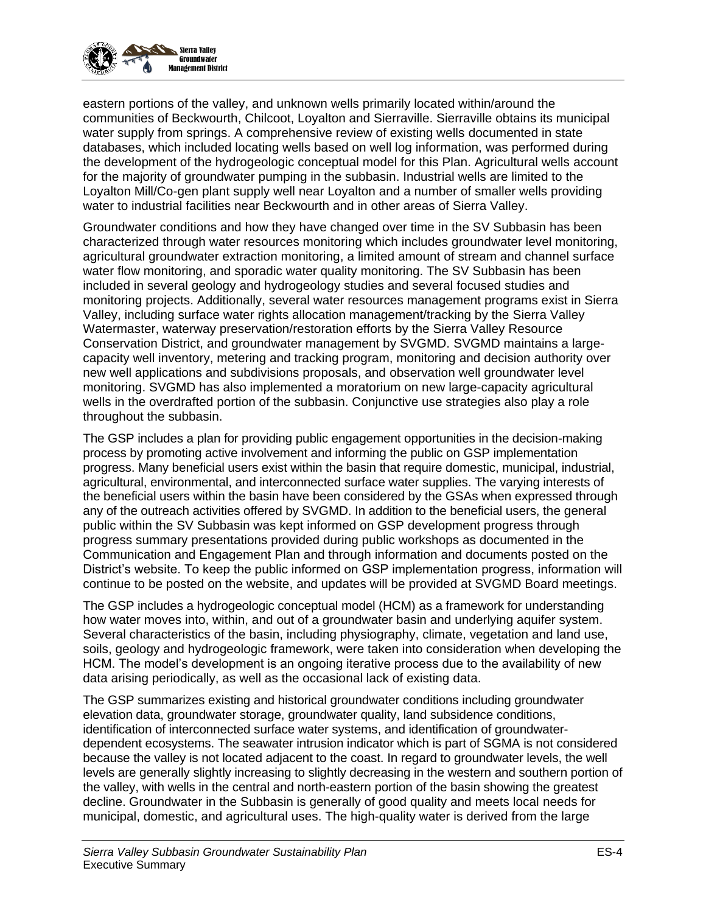eastern portions of the valley, and unknown wells primarily located within/around the communities of Beckwourth, Chilcoot, Loyalton and Sierraville. Sierraville obtains its municipal water supply from springs. A comprehensive review of existing wells documented in state databases, which included locating wells based on well log information, was performed during the development of the hydrogeologic conceptual model for this Plan. Agricultural wells account for the majority of groundwater pumping in the subbasin. Industrial wells are limited to the Loyalton Mill/Co-gen plant supply well near Loyalton and a number of smaller wells providing water to industrial facilities near Beckwourth and in other areas of Sierra Valley.

Groundwater conditions and how they have changed over time in the SV Subbasin has been characterized through water resources monitoring which includes groundwater level monitoring, agricultural groundwater extraction monitoring, a limited amount of stream and channel surface water flow monitoring, and sporadic water quality monitoring. The SV Subbasin has been included in several geology and hydrogeology studies and several focused studies and monitoring projects. Additionally, several water resources management programs exist in Sierra Valley, including surface water rights allocation management/tracking by the Sierra Valley Watermaster, waterway preservation/restoration efforts by the Sierra Valley Resource Conservation District, and groundwater management by SVGMD. SVGMD maintains a large-capacity well inventory, metering and tracking program, monitoring and decision authority over new well applications and subdivisions proposals, and observation well groundwater level monitoring. SVGMD has also implemented a moratorium on new large-capacity agricultural wells in the overdrafted portion of the subbasin. Conjunctive use strategies also play a role throughout the subbasin.

The GSP includes a plan for providing public engagement opportunities in the decision-making process by promoting active involvement and informing the public on GSP implementation progress. Many beneficial users exist within the basin that require domestic, municipal, industrial, agricultural, environmental, and interconnected surface water supplies. The varying interests of the beneficial users within the basin have been considered by the GSAs when expressed through any of the outreach activities offered by SVGMD. In addition to the beneficial users, the general public within the SV Subbasin was kept informed on GSP development progress through progress summary presentations provided during public workshops as documented in the Communication and Engagement Plan and through information and documents posted on the District's website. To keep the public informed on GSP implementation progress, information will continue to be posted on the website, and updates will be provided at SVGMD Board meetings.

The GSP includes a hydrogeologic conceptual model (HCM) as a framework for understanding how water moves into, within, and out of a groundwater basin and underlying aquifer system. Several characteristics of the basin, including physiography, climate, vegetation and land use, soils, geology and hydrogeologic framework, were taken into consideration when developing the HCM. The model's development is an ongoing iterative process due to the availability of new data arising periodically, as well as the occasional lack of existing data.

The GSP summarizes existing and historical groundwater conditions including groundwater elevation data, groundwater storage, groundwater quality, land subsidence conditions, identification of interconnected surface water systems, and identification of groundwater-dependent ecosystems. The seawater intrusion indicator which is part of SGMA is not considered because the valley is not located adjacent to the coast. In regard to groundwater levels, the well levels are generally slightly increasing to slightly decreasing in the western and southern portion of the valley, with wells in the central and north-eastern portion of the basin showing the greatest decline. Groundwater in the Subbasin is generally of good quality and meets local needs for municipal, domestic, and agricultural uses. The high-quality water is derived from the large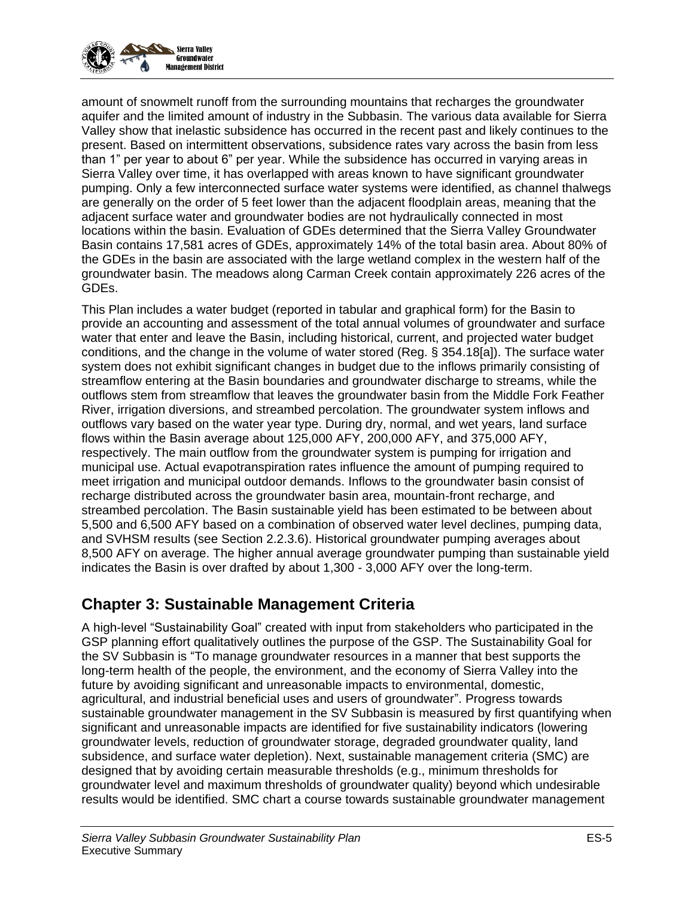amount of snowmelt runoff from the surrounding mountains that recharges the groundwater aquifer and the limited amount of industry in the Subbasin. The various data available for Sierra Valley show that inelastic subsidence has occurred in the recent past and likely continues to the present. Based on intermittent observations, subsidence rates vary across the basin from less than 1" per year to about 6" per year. While the subsidence has occurred in varying areas in Sierra Valley over time, it has overlapped with areas known to have significant groundwater pumping. Only a few interconnected surface water systems were identified, as channel thalwegs are generally on the order of 5 feet lower than the adjacent floodplain areas, meaning that the adjacent surface water and groundwater bodies are not hydraulically connected in most locations within the basin. Evaluation of GDEs determined that the Sierra Valley Groundwater Basin contains 17,581 acres of GDEs, approximately 14% of the total basin area. About 80% of the GDEs in the basin are associated with the large wetland complex in the western half of the groundwater basin. The meadows along Carman Creek contain approximately 226 acres of the GDEs.

This Plan includes a water budget (reported in tabular and graphical form) for the Basin to provide an accounting and assessment of the total annual volumes of groundwater and surface water that enter and leave the Basin, including historical, current, and projected water budget conditions, and the change in the volume of water stored (Reg. § 354.18[a]). The surface water system does not exhibit significant changes in budget due to the inflows primarily consisting of streamflow entering at the Basin boundaries and groundwater discharge to streams, while the outflows stem from streamflow that leaves the groundwater basin from the Middle Fork Feather River, irrigation diversions, and streambed percolation. The groundwater system inflows and outflows vary based on the water year type. During dry, normal, and wet years, land surface flows within the Basin average about 125,000 AFY, 200,000 AFY, and 375,000 AFY, respectively. The main outflow from the groundwater system is pumping for irrigation and municipal use. Actual evapotranspiration rates influence the amount of pumping required to meet irrigation and municipal outdoor demands. Inflows to the groundwater basin consist of recharge distributed across the groundwater basin area, mountain-front recharge, and streambed percolation. The Basin sustainable yield has been estimated to be between about 5,500 and 6,500 AFY based on a combination of observed water level declines, pumping data, and SVHSM results (see Section 2.2.3.6). Historical groundwater pumping averages about 8,500 AFY on average. The higher annual average groundwater pumping than sustainable yield indicates the Basin is over drafted by about 1,300 - 3,000 AFY over the long-term.

## Chapter 3: Sustainable Management Criteria

A high-level "Sustainability Goal" created with input from stakeholders who participated in the GSP planning effort qualitatively outlines the purpose of the GSP. The Sustainability Goal for the SV Subbasin is "To manage groundwater resources in a manner that best supports the long-term health of the people, the environment, and the economy of Sierra Valley into the future by avoiding significant and unreasonable impacts to environmental, domestic, agricultural, and industrial beneficial uses and users of groundwater". Progress towards sustainable groundwater management in the SV Subbasin is measured by first quantifying when significant and unreasonable impacts are identified for five sustainability indicators (lowering groundwater levels, reduction of groundwater storage, degraded groundwater quality, land subsidence, and surface water depletion). Next, sustainable management criteria (SMC) are designed that by avoiding certain measurable thresholds (e.g., minimum thresholds for groundwater level and maximum thresholds of groundwater quality) beyond which undesirable results would be identified. SMC chart a course towards sustainable groundwater management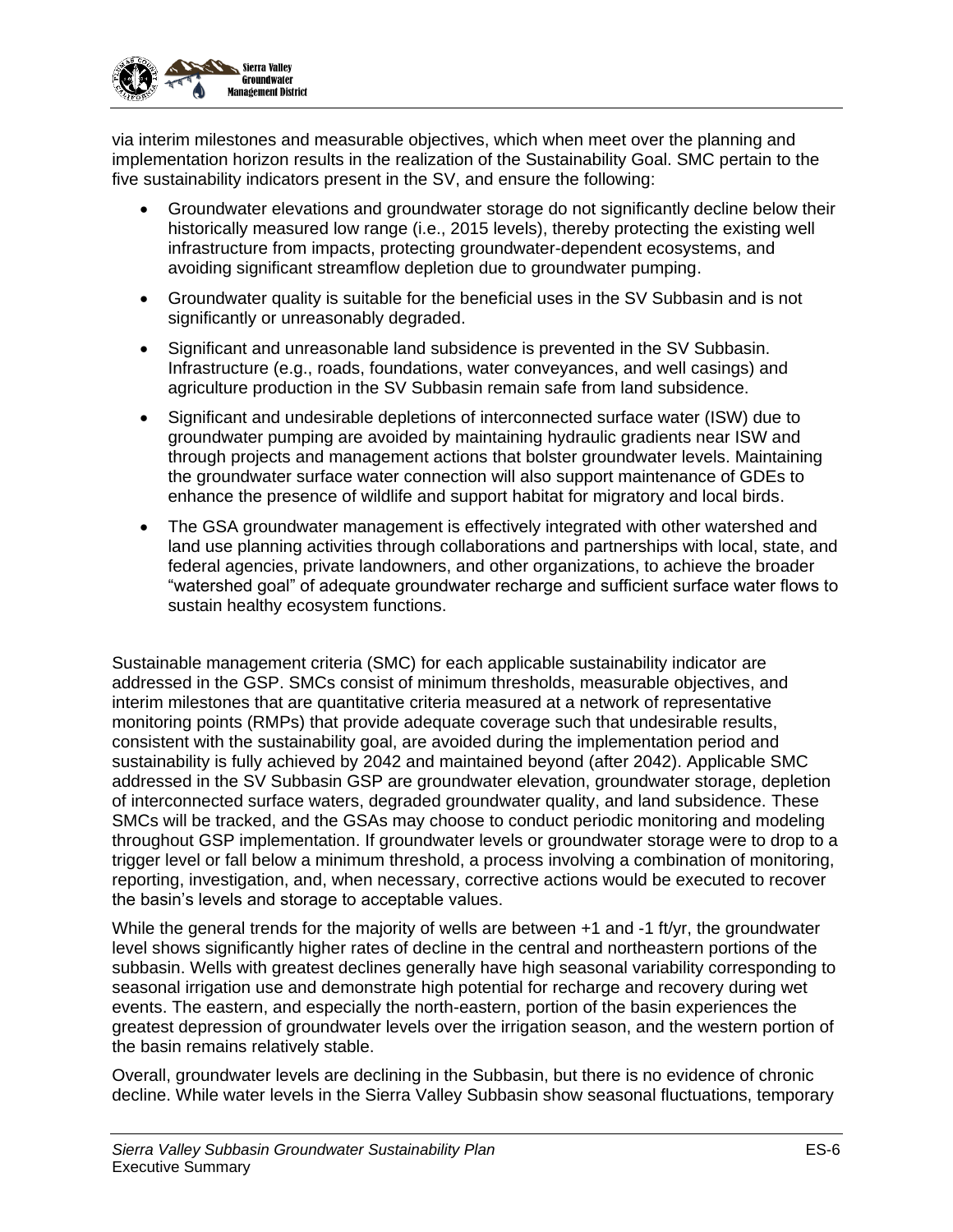via interim milestones and measurable objectives, which when meet over the planning and implementation horizon results in the realization of the Sustainability Goal. SMC pertain to the five sustainability indicators present in the SV, and ensure the following:

- Groundwater elevations and groundwater storage do not significantly decline below their historically measured low range (i.e., 2015 levels), thereby protecting the existing well infrastructure from impacts, protecting groundwater-dependent ecosystems, and avoiding significant streamflow depletion due to groundwater pumping.
- Groundwater quality is suitable for the beneficial uses in the SV Subbasin and is not significantly or unreasonably degraded.
- Significant and unreasonable land subsidence is prevented in the SV Subbasin. Infrastructure (e.g., roads, foundations, water conveyances, and well casings) and agriculture production in the SV Subbasin remain safe from land subsidence.
- Significant and undesirable depletions of interconnected surface water (ISW) due to groundwater pumping are avoided by maintaining hydraulic gradients near ISW and through projects and management actions that bolster groundwater levels. Maintaining the groundwater surface water connection will also support maintenance of GDEs to enhance the presence of wildlife and support habitat for migratory and local birds.
- The GSA groundwater management is effectively integrated with other watershed and land use planning activities through collaborations and partnerships with local, state, and federal agencies, private landowners, and other organizations, to achieve the broader "watershed goal" of adequate groundwater recharge and sufficient surface water flows to sustain healthy ecosystem functions.

Sustainable management criteria (SMC) for each applicable sustainability indicator are addressed in the GSP. SMCs consist of minimum thresholds, measurable objectives, and interim milestones that are quantitative criteria measured at a network of representative monitoring points (RMPs) that provide adequate coverage such that undesirable results, consistent with the sustainability goal, are avoided during the implementation period and sustainability is fully achieved by 2042 and maintained beyond (after 2042). Applicable SMC addressed in the SV Subbasin GSP are groundwater elevation, groundwater storage, depletion of interconnected surface waters, degraded groundwater quality, and land subsidence. These SMCs will be tracked, and the GSAs may choose to conduct periodic monitoring and modeling throughout GSP implementation. If groundwater levels or groundwater storage were to drop to a trigger level or fall below a minimum threshold, a process involving a combination of monitoring, reporting, investigation, and, when necessary, corrective actions would be executed to recover the basin's levels and storage to acceptable values.

While the general trends for the majority of wells are between +1 and -1 ft/yr, the groundwater level shows significantly higher rates of decline in the central and northeastern portions of the subbasin. Wells with greatest declines generally have high seasonal variability corresponding to seasonal irrigation use and demonstrate high potential for recharge and recovery during wet events. The eastern, and especially the north-eastern, portion of the basin experiences the greatest depression of groundwater levels over the irrigation season, and the western portion of the basin remains relatively stable.

Overall, groundwater levels are declining in the Subbasin, but there is no evidence of chronic decline. While water levels in the Sierra Valley Subbasin show seasonal fluctuations, temporary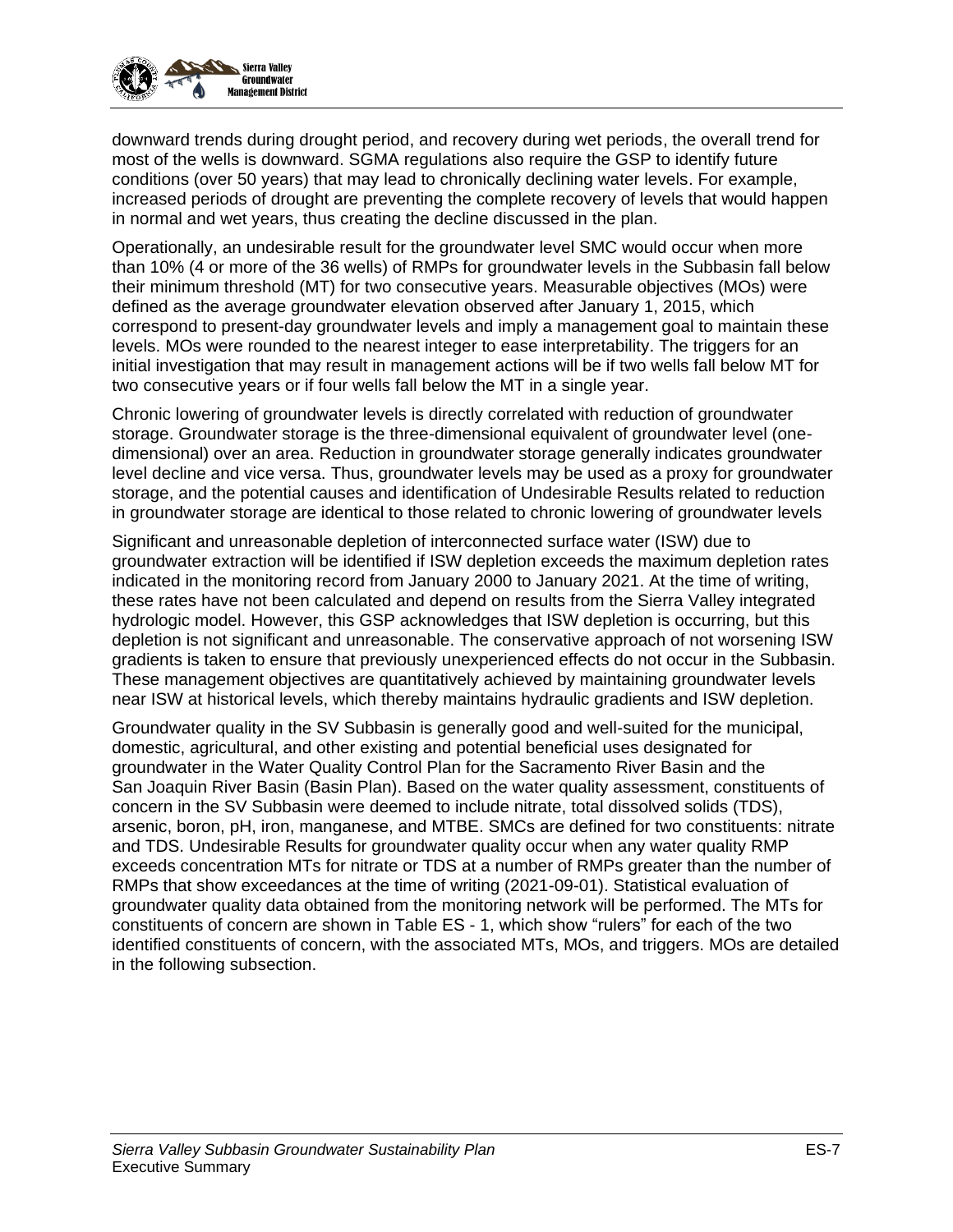downward trends during drought period, and recovery during wet periods, the overall trend for most of the wells is downward. SGMA regulations also require the GSP to identify future conditions (over 50 years) that may lead to chronically declining water levels. For example, increased periods of drought are preventing the complete recovery of levels that would happen in normal and wet years, thus creating the decline discussed in the plan.

Operationally, an undesirable result for the groundwater level SMC would occur when more than 10% (4 or more of the 36 wells) of RMPs for groundwater levels in the Subbasin fall below their minimum threshold (MT) for two consecutive years. Measurable objectives (MOs) were defined as the average groundwater elevation observed after January 1, 2015, which correspond to present-day groundwater levels and imply a management goal to maintain these levels. MOs were rounded to the nearest integer to ease interpretability. The triggers for an initial investigation that may result in management actions will be if two wells fall below MT for two consecutive years or if four wells fall below the MT in a single year.

Chronic lowering of groundwater levels is directly correlated with reduction of groundwater storage. Groundwater storage is the three-dimensional equivalent of groundwater level (one-dimensional) over an area. Reduction in groundwater storage generally indicates groundwater level decline and vice versa. Thus, groundwater levels may be used as a proxy for groundwater storage, and the potential causes and identification of Undesirable Results related to reduction in groundwater storage are identical to those related to chronic lowering of groundwater levels

Significant and unreasonable depletion of interconnected surface water (ISW) due to groundwater extraction will be identified if ISW depletion exceeds the maximum depletion rates indicated in the monitoring record from January 2000 to January 2021. At the time of writing, these rates have not been calculated and depend on results from the Sierra Valley integrated hydrologic model. However, this GSP acknowledges that ISW depletion is occurring, but this depletion is not significant and unreasonable. The conservative approach of not worsening ISW gradients is taken to ensure that previously unexperienced effects do not occur in the Subbasin. These management objectives are quantitatively achieved by maintaining groundwater levels near ISW at historical levels, which thereby maintains hydraulic gradients and ISW depletion.

Groundwater quality in the SV Subbasin is generally good and well-suited for the municipal, domestic, agricultural, and other existing and potential beneficial uses designated for groundwater in the Water Quality Control Plan for the Sacramento River Basin and the San Joaquin River Basin (Basin Plan). Based on the water quality assessment, constituents of concern in the SV Subbasin were deemed to include nitrate, total dissolved solids (TDS), arsenic, boron, pH, iron, manganese, and MTBE. SMCs are defined for two constituents: nitrate and TDS. Undesirable Results for groundwater quality occur when any water quality RMP exceeds concentration MTs for nitrate or TDS at a number of RMPs greater than the number of RMPs that show exceedances at the time of writing (2021-09-01). Statistical evaluation of groundwater quality data obtained from the monitoring network will be performed. The MTs for constituents of concern are shown in Table ES - 1, which show "rulers" for each of the two identified constituents of concern, with the associated MTs, MOs, and triggers. MOs are detailed in the following subsection.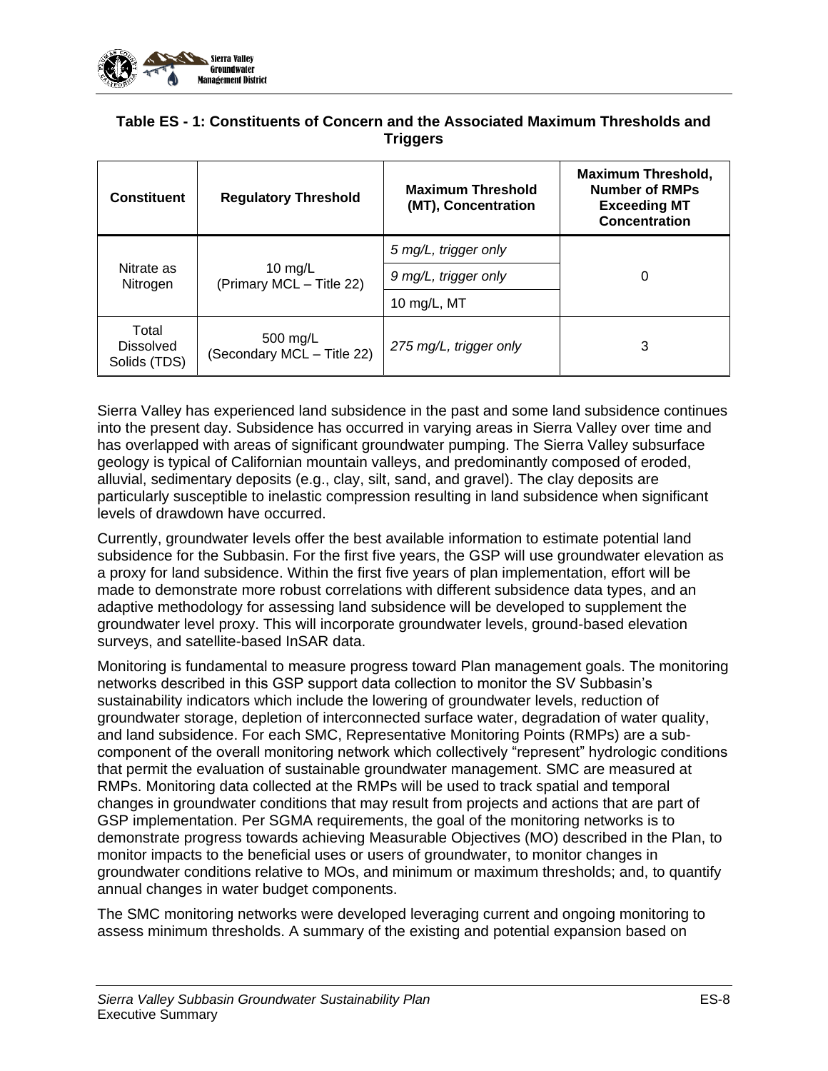**Table ES - 1: Constituents of Concern and the Associated Maximum Thresholds and Triggers**

| Constituent | Regulatory Threshold | Maximum Threshold (MT), Concentration | Maximum Threshold, Number of RMPs Exceeding MT Concentration |
|---|---|---|---|
| Nitrate as Nitrogen | 10 mg/L (Primary MCL – Title 22) | *5 mg/L, trigger only* | 0 |
| | | *9 mg/L, trigger only* | |
| | | 10 mg/L, MT | |
| Total Dissolved Solids (TDS) | 500 mg/L (Secondary MCL – Title 22) | *275 mg/L, trigger only* | 3 |

Sierra Valley has experienced land subsidence in the past and some land subsidence continues into the present day. Subsidence has occurred in varying areas in Sierra Valley over time and has overlapped with areas of significant groundwater pumping. The Sierra Valley subsurface geology is typical of Californian mountain valleys, and predominantly composed of eroded, alluvial, sedimentary deposits (e.g., clay, silt, sand, and gravel). The clay deposits are particularly susceptible to inelastic compression resulting in land subsidence when significant levels of drawdown have occurred.

Currently, groundwater levels offer the best available information to estimate potential land subsidence for the Subbasin. For the first five years, the GSP will use groundwater elevation as a proxy for land subsidence. Within the first five years of plan implementation, effort will be made to demonstrate more robust correlations with different subsidence data types, and an adaptive methodology for assessing land subsidence will be developed to supplement the groundwater level proxy. This will incorporate groundwater levels, ground-based elevation surveys, and satellite-based InSAR data.

Monitoring is fundamental to measure progress toward Plan management goals. The monitoring networks described in this GSP support data collection to monitor the SV Subbasin's sustainability indicators which include the lowering of groundwater levels, reduction of groundwater storage, depletion of interconnected surface water, degradation of water quality, and land subsidence. For each SMC, Representative Monitoring Points (RMPs) are a sub-component of the overall monitoring network which collectively "represent" hydrologic conditions that permit the evaluation of sustainable groundwater management. SMC are measured at RMPs. Monitoring data collected at the RMPs will be used to track spatial and temporal changes in groundwater conditions that may result from projects and actions that are part of GSP implementation. Per SGMA requirements, the goal of the monitoring networks is to demonstrate progress towards achieving Measurable Objectives (MO) described in the Plan, to monitor impacts to the beneficial uses or users of groundwater, to monitor changes in groundwater conditions relative to MOs, and minimum or maximum thresholds; and, to quantify annual changes in water budget components.

The SMC monitoring networks were developed leveraging current and ongoing monitoring to assess minimum thresholds. A summary of the existing and potential expansion based on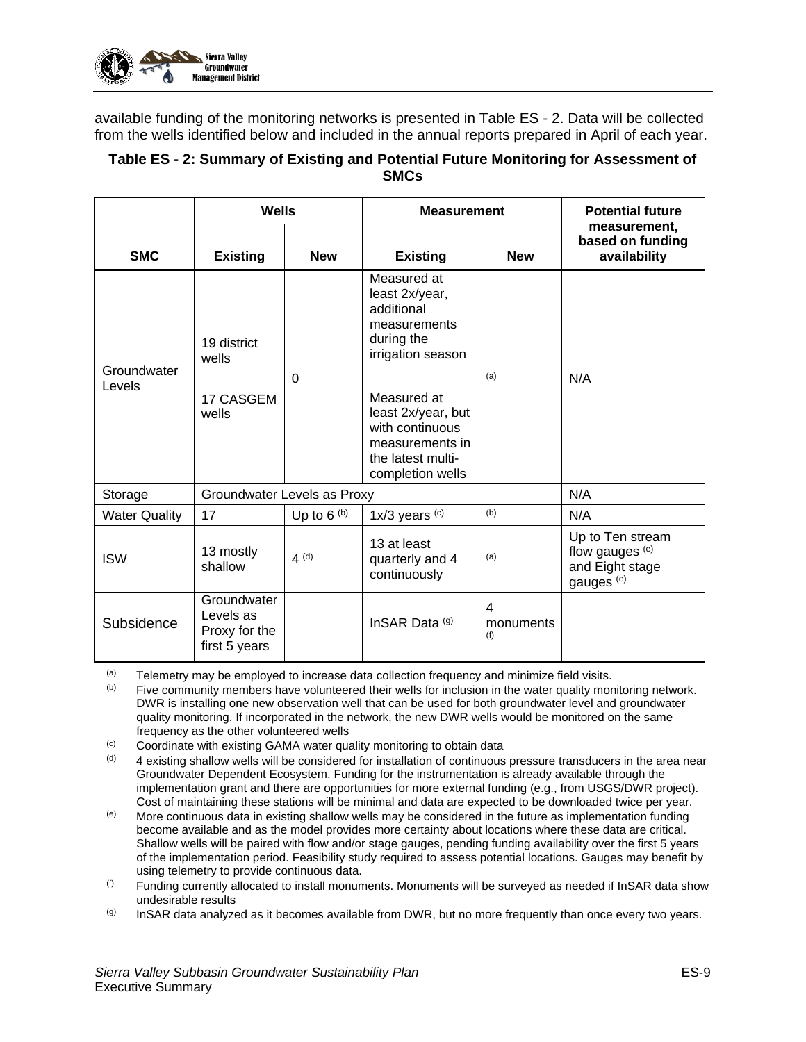available funding of the monitoring networks is presented in Table ES - 2. Data will be collected from the wells identified below and included in the annual reports prepared in April of each year.

**Table ES - 2: Summary of Existing and Potential Future Monitoring for Assessment of SMCs**

| SMC | Wells | | Measurement | | Potential future measurement, based on funding availability |
|---|---|---|---|---|---|
| | Existing | New | Existing | New | |
| Groundwater Levels | 19 district wells<br><br>17 CASGEM wells | 0 | Measured at least 2x/year, additional measurements during the irrigation season<br><br>Measured at least 2x/year, but with continuous measurements in the latest multi-completion wells | [a] | N/A |
| Storage | Groundwater Levels as Proxy | | | | N/A |
| Water Quality | 17 | Up to 6 [b] | 1x/3 years [c] | [b] | N/A |
| ISW | 13 mostly shallow | 4 [d] | 13 at least quarterly and 4 continuously | [a] | Up to Ten stream flow gauges [e] and Eight stage gauges [e] |
| Subsidence | Groundwater Levels as Proxy for the first 5 years | | InSAR Data [g] | 4 monuments [f] | |

[a] Telemetry may be employed to increase data collection frequency and minimize field visits.

[b] Five community members have volunteered their wells for inclusion in the water quality monitoring network. DWR is installing one new observation well that can be used for both groundwater level and groundwater quality monitoring. If incorporated in the network, the new DWR wells would be monitored on the same frequency as the other volunteered wells

[c] Coordinate with existing GAMA water quality monitoring to obtain data

[d] 4 existing shallow wells will be considered for installation of continuous pressure transducers in the area near Groundwater Dependent Ecosystem. Funding for the instrumentation is already available through the implementation grant and there are opportunities for more external funding (e.g., from USGS/DWR project). Cost of maintaining these stations will be minimal and data are expected to be downloaded twice per year.

[e] More continuous data in existing shallow wells may be considered in the future as implementation funding become available and as the model provides more certainty about locations where these data are critical. Shallow wells will be paired with flow and/or stage gauges, pending funding availability over the first 5 years of the implementation period. Feasibility study required to assess potential locations. Gauges may benefit by using telemetry to provide continuous data.

[f] Funding currently allocated to install monuments. Monuments will be surveyed as needed if InSAR data show undesirable results

[g] InSAR data analyzed as it becomes available from DWR, but no more frequently than once every two years.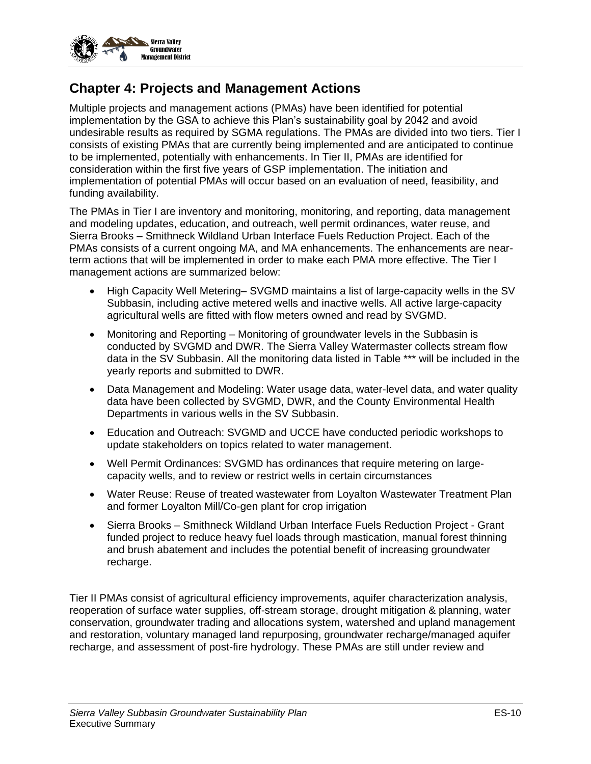## Chapter 4: Projects and Management Actions

Multiple projects and management actions (PMAs) have been identified for potential implementation by the GSA to achieve this Plan's sustainability goal by 2042 and avoid undesirable results as required by SGMA regulations. The PMAs are divided into two tiers. Tier I consists of existing PMAs that are currently being implemented and are anticipated to continue to be implemented, potentially with enhancements. In Tier II, PMAs are identified for consideration within the first five years of GSP implementation. The initiation and implementation of potential PMAs will occur based on an evaluation of need, feasibility, and funding availability.

The PMAs in Tier I are inventory and monitoring, monitoring, and reporting, data management and modeling updates, education, and outreach, well permit ordinances, water reuse, and Sierra Brooks – Smithneck Wildland Urban Interface Fuels Reduction Project. Each of the PMAs consists of a current ongoing MA, and MA enhancements. The enhancements are near-term actions that will be implemented in order to make each PMA more effective. The Tier I management actions are summarized below:

- High Capacity Well Metering– SVGMD maintains a list of large-capacity wells in the SV Subbasin, including active metered wells and inactive wells. All active large-capacity agricultural wells are fitted with flow meters owned and read by SVGMD.
- Monitoring and Reporting – Monitoring of groundwater levels in the Subbasin is conducted by SVGMD and DWR. The Sierra Valley Watermaster collects stream flow data in the SV Subbasin. All the monitoring data listed in Table *** will be included in the yearly reports and submitted to DWR.
- Data Management and Modeling: Water usage data, water-level data, and water quality data have been collected by SVGMD, DWR, and the County Environmental Health Departments in various wells in the SV Subbasin.
- Education and Outreach: SVGMD and UCCE have conducted periodic workshops to update stakeholders on topics related to water management.
- Well Permit Ordinances: SVGMD has ordinances that require metering on large-capacity wells, and to review or restrict wells in certain circumstances
- Water Reuse: Reuse of treated wastewater from Loyalton Wastewater Treatment Plan and former Loyalton Mill/Co-gen plant for crop irrigation
- Sierra Brooks – Smithneck Wildland Urban Interface Fuels Reduction Project - Grant funded project to reduce heavy fuel loads through mastication, manual forest thinning and brush abatement and includes the potential benefit of increasing groundwater recharge.

Tier II PMAs consist of agricultural efficiency improvements, aquifer characterization analysis, reoperation of surface water supplies, off-stream storage, drought mitigation & planning, water conservation, groundwater trading and allocations system, watershed and upland management and restoration, voluntary managed land repurposing, groundwater recharge/managed aquifer recharge, and assessment of post-fire hydrology. These PMAs are still under review and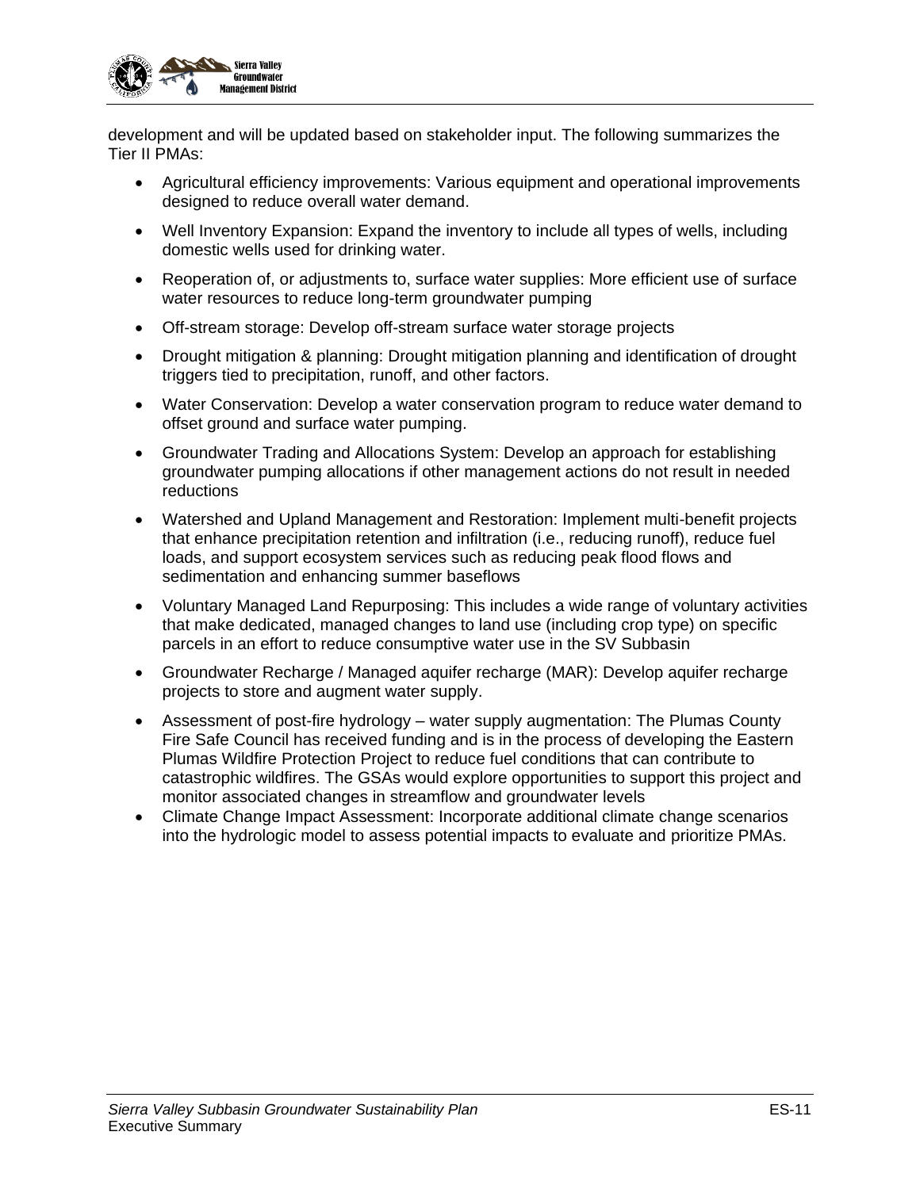development and will be updated based on stakeholder input. The following summarizes the Tier II PMAs:

- Agricultural efficiency improvements: Various equipment and operational improvements designed to reduce overall water demand.
- Well Inventory Expansion: Expand the inventory to include all types of wells, including domestic wells used for drinking water.
- Reoperation of, or adjustments to, surface water supplies: More efficient use of surface water resources to reduce long-term groundwater pumping
- Off-stream storage: Develop off-stream surface water storage projects
- Drought mitigation & planning: Drought mitigation planning and identification of drought triggers tied to precipitation, runoff, and other factors.
- Water Conservation: Develop a water conservation program to reduce water demand to offset ground and surface water pumping.
- Groundwater Trading and Allocations System: Develop an approach for establishing groundwater pumping allocations if other management actions do not result in needed reductions
- Watershed and Upland Management and Restoration: Implement multi-benefit projects that enhance precipitation retention and infiltration (i.e., reducing runoff), reduce fuel loads, and support ecosystem services such as reducing peak flood flows and sedimentation and enhancing summer baseflows
- Voluntary Managed Land Repurposing: This includes a wide range of voluntary activities that make dedicated, managed changes to land use (including crop type) on specific parcels in an effort to reduce consumptive water use in the SV Subbasin
- Groundwater Recharge / Managed aquifer recharge (MAR): Develop aquifer recharge projects to store and augment water supply.
- Assessment of post-fire hydrology – water supply augmentation: The Plumas County Fire Safe Council has received funding and is in the process of developing the Eastern Plumas Wildfire Protection Project to reduce fuel conditions that can contribute to catastrophic wildfires. The GSAs would explore opportunities to support this project and monitor associated changes in streamflow and groundwater levels
- Climate Change Impact Assessment: Incorporate additional climate change scenarios into the hydrologic model to assess potential impacts to evaluate and prioritize PMAs.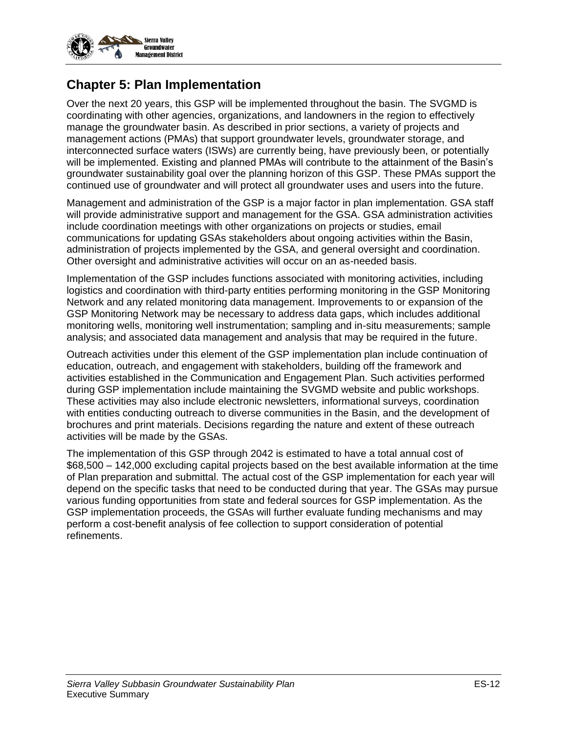## Chapter 5: Plan Implementation

Over the next 20 years, this GSP will be implemented throughout the basin. The SVGMD is coordinating with other agencies, organizations, and landowners in the region to effectively manage the groundwater basin. As described in prior sections, a variety of projects and management actions (PMAs) that support groundwater levels, groundwater storage, and interconnected surface waters (ISWs) are currently being, have previously been, or potentially will be implemented. Existing and planned PMAs will contribute to the attainment of the Basin's groundwater sustainability goal over the planning horizon of this GSP. These PMAs support the continued use of groundwater and will protect all groundwater uses and users into the future.

Management and administration of the GSP is a major factor in plan implementation. GSA staff will provide administrative support and management for the GSA. GSA administration activities include coordination meetings with other organizations on projects or studies, email communications for updating GSAs stakeholders about ongoing activities within the Basin, administration of projects implemented by the GSA, and general oversight and coordination. Other oversight and administrative activities will occur on an as-needed basis.

Implementation of the GSP includes functions associated with monitoring activities, including logistics and coordination with third-party entities performing monitoring in the GSP Monitoring Network and any related monitoring data management. Improvements to or expansion of the GSP Monitoring Network may be necessary to address data gaps, which includes additional monitoring wells, monitoring well instrumentation; sampling and in-situ measurements; sample analysis; and associated data management and analysis that may be required in the future.

Outreach activities under this element of the GSP implementation plan include continuation of education, outreach, and engagement with stakeholders, building off the framework and activities established in the Communication and Engagement Plan. Such activities performed during GSP implementation include maintaining the SVGMD website and public workshops. These activities may also include electronic newsletters, informational surveys, coordination with entities conducting outreach to diverse communities in the Basin, and the development of brochures and print materials. Decisions regarding the nature and extent of these outreach activities will be made by the GSAs.

The implementation of this GSP through 2042 is estimated to have a total annual cost of $68,500 – 142,000 excluding capital projects based on the best available information at the time of Plan preparation and submittal. The actual cost of the GSP implementation for each year will depend on the specific tasks that need to be conducted during that year. The GSAs may pursue various funding opportunities from state and federal sources for GSP implementation. As the GSP implementation proceeds, the GSAs will further evaluate funding mechanisms and may perform a cost-benefit analysis of fee collection to support consideration of potential refinements.